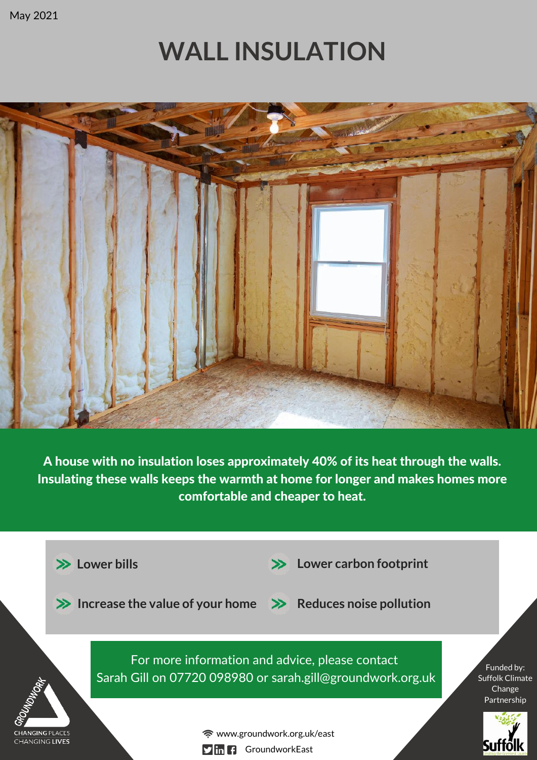May 2021

# WALL INSULATION

**A house with no insulation loses approximately 40% of its heat through the walls. Insulating these walls keeps the warmth at home for longer and makes homes more comfortable and cheaper to heat.**

- Lower bills
- Lower carbon footprint
- Increase the value of your home
- Reduces noise pollution

For more information and advice, please contact
Sarah Gill on 07720 098980 or sarah.gill@groundwork.org.uk

GROUNDWORK
CHANGING PLACES
CHANGING LIVES

www.groundwork.org.uk/east

GroundworkEast

Funded by:
Suffolk Climate Change Partnership

Suffolk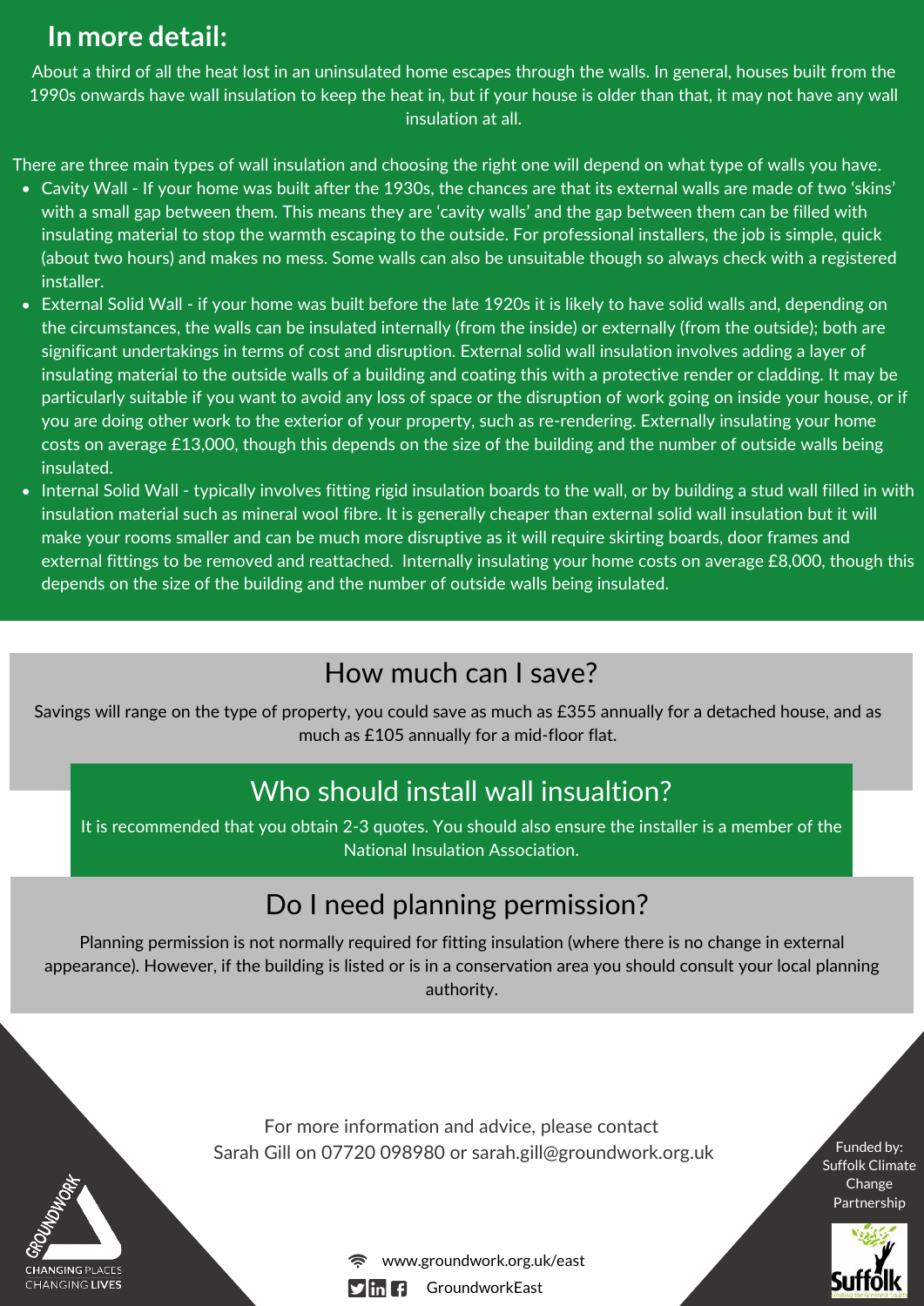## In more detail:

About a third of all the heat lost in an uninsulated home escapes through the walls. In general, houses built from the 1990s onwards have wall insulation to keep the heat in, but if your house is older than that, it may not have any wall insulation at all.

There are three main types of wall insulation and choosing the right one will depend on what type of walls you have.

- Cavity Wall - If your home was built after the 1930s, the chances are that its external walls are made of two 'skins' with a small gap between them. This means they are 'cavity walls' and the gap between them can be filled with insulating material to stop the warmth escaping to the outside. For professional installers, the job is simple, quick (about two hours) and makes no mess. Some walls can also be unsuitable though so always check with a registered installer.
- External Solid Wall - if your home was built before the late 1920s it is likely to have solid walls and, depending on the circumstances, the walls can be insulated internally (from the inside) or externally (from the outside); both are significant undertakings in terms of cost and disruption. External solid wall insulation involves adding a layer of insulating material to the outside walls of a building and coating this with a protective render or cladding. It may be particularly suitable if you want to avoid any loss of space or the disruption of work going on inside your house, or if you are doing other work to the exterior of your property, such as re-rendering. Externally insulating your home costs on average £13,000, though this depends on the size of the building and the number of outside walls being insulated.
- Internal Solid Wall - typically involves fitting rigid insulation boards to the wall, or by building a stud wall filled in with insulation material such as mineral wool fibre. It is generally cheaper than external solid wall insulation but it will make your rooms smaller and can be much more disruptive as it will require skirting boards, door frames and external fittings to be removed and reattached. Internally insulating your home costs on average £8,000, though this depends on the size of the building and the number of outside walls being insulated.

## How much can I save?

Savings will range on the type of property, you could save as much as £355 annually for a detached house, and as much as £105 annually for a mid-floor flat.

## Who should install wall insualtion?

It is recommended that you obtain 2-3 quotes. You should also ensure the installer is a member of the National Insulation Association.

## Do I need planning permission?

Planning permission is not normally required for fitting insulation (where there is no change in external appearance). However, if the building is listed or is in a conservation area you should consult your local planning authority.

For more information and advice, please contact
Sarah Gill on 07720 098980 or sarah.gill@groundwork.org.uk

Funded by: Suffolk Climate Change Partnership

GROUNDWORK
CHANGING PLACES
CHANGING LIVES

www.groundwork.org.uk/east

GroundworkEast